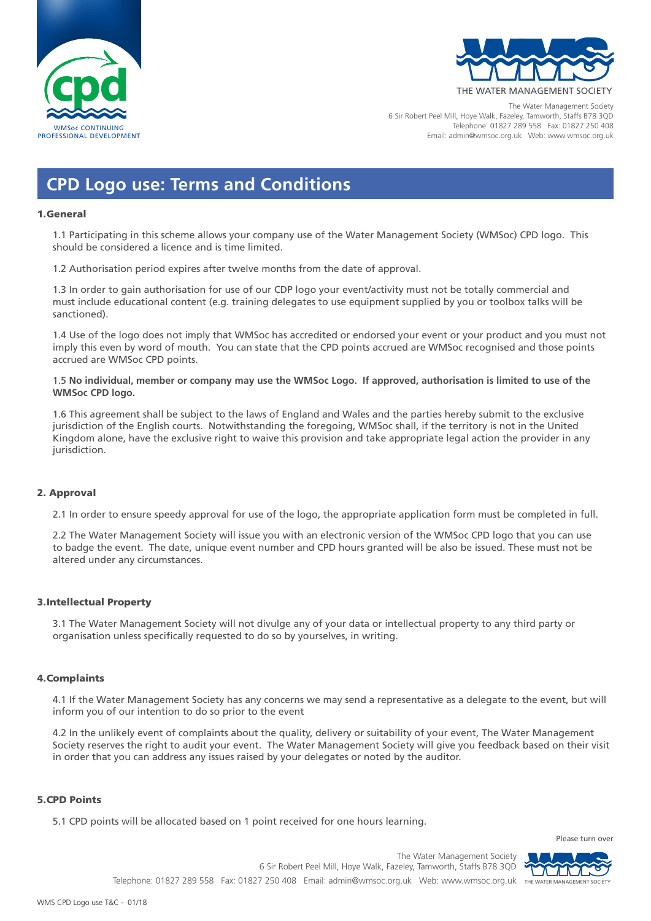THE WATER MANAGEMENT SOCIETY

The Water Management Society
6 Sir Robert Peel Mill, Hoye Walk, Fazeley, Tamworth, Staffs B78 3QD
Telephone: 01827 289 558 Fax: 01827 250 408
Email: admin@wmsoc.org.uk Web: www.wmsoc.org.uk

# CPD Logo use: Terms and Conditions

## 1.General

1.1 Participating in this scheme allows your company use of the Water Management Society (WMSoc) CPD logo. This should be considered a licence and is time limited.

1.2 Authorisation period expires after twelve months from the date of approval.

1.3 In order to gain authorisation for use of our CDP logo your event/activity must not be totally commercial and must include educational content (e.g. training delegates to use equipment supplied by you or toolbox talks will be sanctioned).

1.4 Use of the logo does not imply that WMSoc has accredited or endorsed your event or your product and you must not imply this even by word of mouth. You can state that the CPD points accrued are WMSoc recognised and those points accrued are WMSoc CPD points.

1.5 **No individual, member or company may use the WMSoc Logo. If approved, authorisation is limited to use of the WMSoc CPD logo.**

1.6 This agreement shall be subject to the laws of England and Wales and the parties hereby submit to the exclusive jurisdiction of the English courts. Notwithstanding the foregoing, WMSoc shall, if the territory is not in the United Kingdom alone, have the exclusive right to waive this provision and take appropriate legal action the provider in any jurisdiction.

## 2. Approval

2.1 In order to ensure speedy approval for use of the logo, the appropriate application form must be completed in full.

2.2 The Water Management Society will issue you with an electronic version of the WMSoc CPD logo that you can use to badge the event. The date, unique event number and CPD hours granted will be also be issued. These must not be altered under any circumstances.

## 3.Intellectual Property

3.1 The Water Management Society will not divulge any of your data or intellectual property to any third party or organisation unless specifically requested to do so by yourselves, in writing.

## 4.Complaints

4.1 If the Water Management Society has any concerns we may send a representative as a delegate to the event, but will inform you of our intention to do so prior to the event

4.2 In the unlikely event of complaints about the quality, delivery or suitability of your event, The Water Management Society reserves the right to audit your event. The Water Management Society will give you feedback based on their visit in order that you can address any issues raised by your delegates or noted by the auditor.

## 5.CPD Points

5.1 CPD points will be allocated based on 1 point received for one hours learning.

Please turn over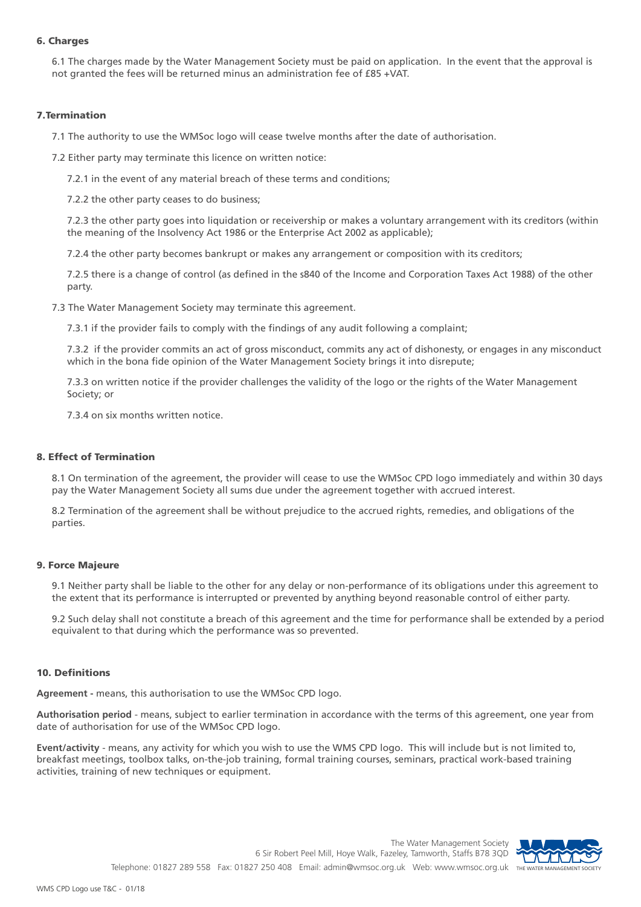## 6. Charges

6.1 The charges made by the Water Management Society must be paid on application. In the event that the approval is not granted the fees will be returned minus an administration fee of £85 +VAT.

## 7.Termination

7.1 The authority to use the WMSoc logo will cease twelve months after the date of authorisation.

7.2 Either party may terminate this licence on written notice:

7.2.1 in the event of any material breach of these terms and conditions;

7.2.2 the other party ceases to do business;

7.2.3 the other party goes into liquidation or receivership or makes a voluntary arrangement with its creditors (within the meaning of the Insolvency Act 1986 or the Enterprise Act 2002 as applicable);

7.2.4 the other party becomes bankrupt or makes any arrangement or composition with its creditors;

7.2.5 there is a change of control (as defined in the s840 of the Income and Corporation Taxes Act 1988) of the other party.

7.3 The Water Management Society may terminate this agreement.

7.3.1 if the provider fails to comply with the findings of any audit following a complaint;

7.3.2 if the provider commits an act of gross misconduct, commits any act of dishonesty, or engages in any misconduct which in the bona fide opinion of the Water Management Society brings it into disrepute;

7.3.3 on written notice if the provider challenges the validity of the logo or the rights of the Water Management Society; or

7.3.4 on six months written notice.

## 8. Effect of Termination

8.1 On termination of the agreement, the provider will cease to use the WMSoc CPD logo immediately and within 30 days pay the Water Management Society all sums due under the agreement together with accrued interest.

8.2 Termination of the agreement shall be without prejudice to the accrued rights, remedies, and obligations of the parties.

## 9. Force Majeure

9.1 Neither party shall be liable to the other for any delay or non-performance of its obligations under this agreement to the extent that its performance is interrupted or prevented by anything beyond reasonable control of either party.

9.2 Such delay shall not constitute a breach of this agreement and the time for performance shall be extended by a period equivalent to that during which the performance was so prevented.

## 10. Definitions

**Agreement -** means, this authorisation to use the WMSoc CPD logo.

**Authorisation period** - means, subject to earlier termination in accordance with the terms of this agreement, one year from date of authorisation for use of the WMSoc CPD logo.

**Event/activity** - means, any activity for which you wish to use the WMS CPD logo. This will include but is not limited to, breakfast meetings, toolbox talks, on-the-job training, formal training courses, seminars, practical work-based training activities, training of new techniques or equipment.

The Water Management Society
6 Sir Robert Peel Mill, Hoye Walk, Fazeley, Tamworth, Staffs B78 3QD
Telephone: 01827 289 558 Fax: 01827 250 408 Email: admin@wmsoc.org.uk Web: www.wmsoc.org.uk

WMS CPD Logo use T&C - 01/18